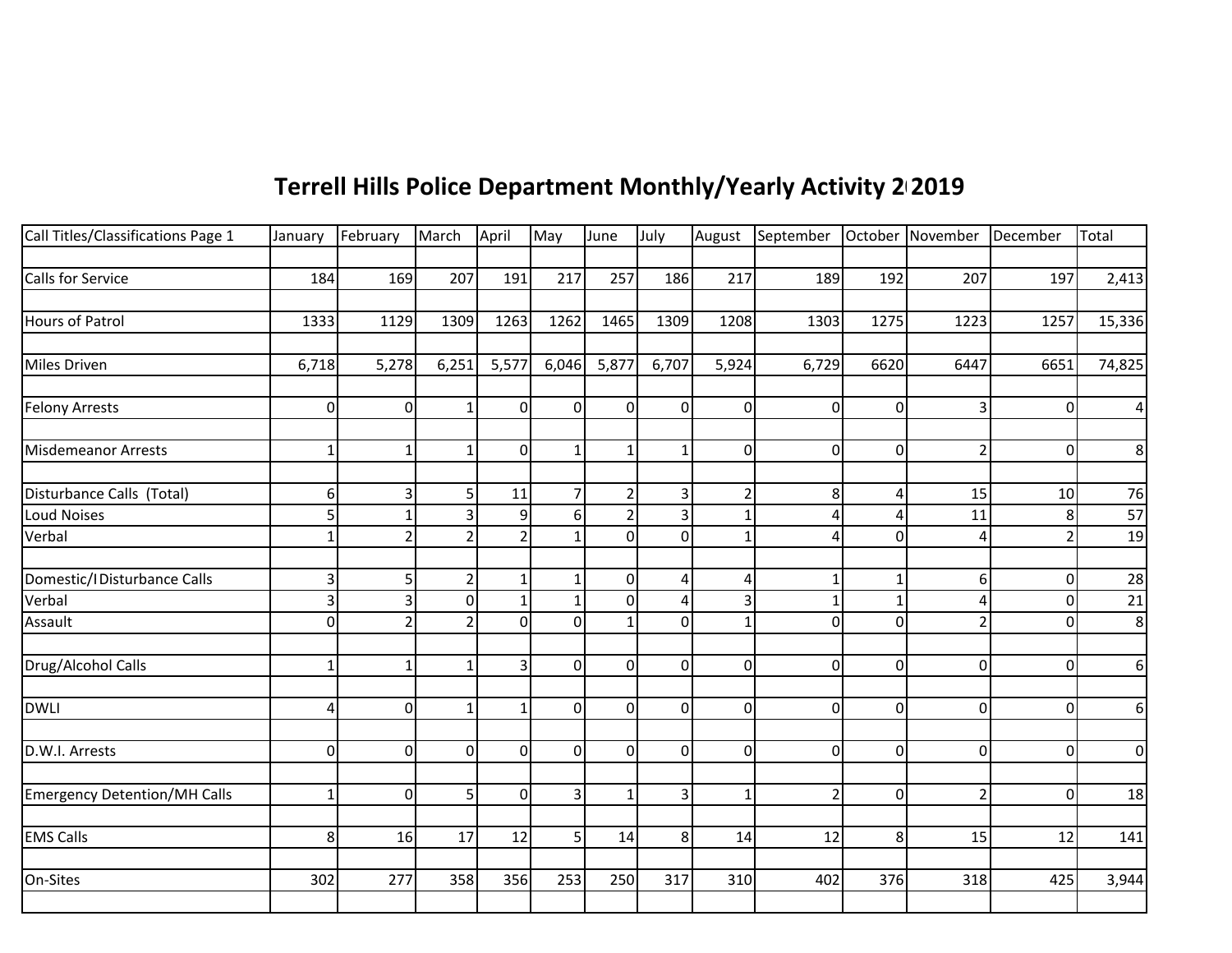# Terrell Hills Police Department Monthly/Yearly Activity 2(2019

| Call Titles/Classifications Page 1 | January | February | March | April | May | June | July | August | September | October | November | December | Total |
|---|---|---|---|---|---|---|---|---|---|---|---|---|---|
| | | | | | | | | | | | | | |
| Calls for Service | 184 | 169 | 207 | 191 | 217 | 257 | 186 | 217 | 189 | 192 | 207 | 197 | 2,413 |
| | | | | | | | | | | | | | |
| Hours of Patrol | 1333 | 1129 | 1309 | 1263 | 1262 | 1465 | 1309 | 1208 | 1303 | 1275 | 1223 | 1257 | 15,336 |
| | | | | | | | | | | | | | |
| Miles Driven | 6,718 | 5,278 | 6,251 | 5,577 | 6,046 | 5,877 | 6,707 | 5,924 | 6,729 | 6620 | 6447 | 6651 | 74,825 |
| | | | | | | | | | | | | | |
| Felony Arrests | 0 | 0 | 1 | 0 | 0 | 0 | 0 | 0 | 0 | 0 | 3 | 0 | 4 |
| | | | | | | | | | | | | | |
| Misdemeanor Arrests | 1 | 1 | 1 | 0 | 1 | 1 | 1 | 0 | 0 | 0 | 2 | 0 | 8 |
| | | | | | | | | | | | | | |
| Disturbance Calls (Total) | 6 | 3 | 5 | 11 | 7 | 2 | 3 | 2 | 8 | 4 | 15 | 10 | 76 |
| Loud Noises | 5 | 1 | 3 | 9 | 6 | 2 | 3 | 1 | 4 | 4 | 11 | 8 | 57 |
| Verbal | 1 | 2 | 2 | 2 | 1 | 0 | 0 | 1 | 4 | 0 | 4 | 2 | 19 |
| | | | | | | | | | | | | | |
| Domestic/I Disturbance Calls | 3 | 5 | 2 | 1 | 1 | 0 | 4 | 4 | 1 | 1 | 6 | 0 | 28 |
| Verbal | 3 | 3 | 0 | 1 | 1 | 0 | 4 | 3 | 1 | 1 | 4 | 0 | 21 |
| Assault | 0 | 2 | 2 | 0 | 0 | 1 | 0 | 1 | 0 | 0 | 2 | 0 | 8 |
| | | | | | | | | | | | | | |
| Drug/Alcohol Calls | 1 | 1 | 1 | 3 | 0 | 0 | 0 | 0 | 0 | 0 | 0 | 0 | 6 |
| | | | | | | | | | | | | | |
| DWLI | 4 | 0 | 1 | 1 | 0 | 0 | 0 | 0 | 0 | 0 | 0 | 0 | 6 |
| | | | | | | | | | | | | | |
| D.W.I. Arrests | 0 | 0 | 0 | 0 | 0 | 0 | 0 | 0 | 0 | 0 | 0 | 0 | 0 |
| | | | | | | | | | | | | | |
| Emergency Detention/MH Calls | 1 | 0 | 5 | 0 | 3 | 1 | 3 | 1 | 2 | 0 | 2 | 0 | 18 |
| | | | | | | | | | | | | | |
| EMS Calls | 8 | 16 | 17 | 12 | 5 | 14 | 8 | 14 | 12 | 8 | 15 | 12 | 141 |
| | | | | | | | | | | | | | |
| On-Sites | 302 | 277 | 358 | 356 | 253 | 250 | 317 | 310 | 402 | 376 | 318 | 425 | 3,944 |
| | | | | | | | | | | | | | |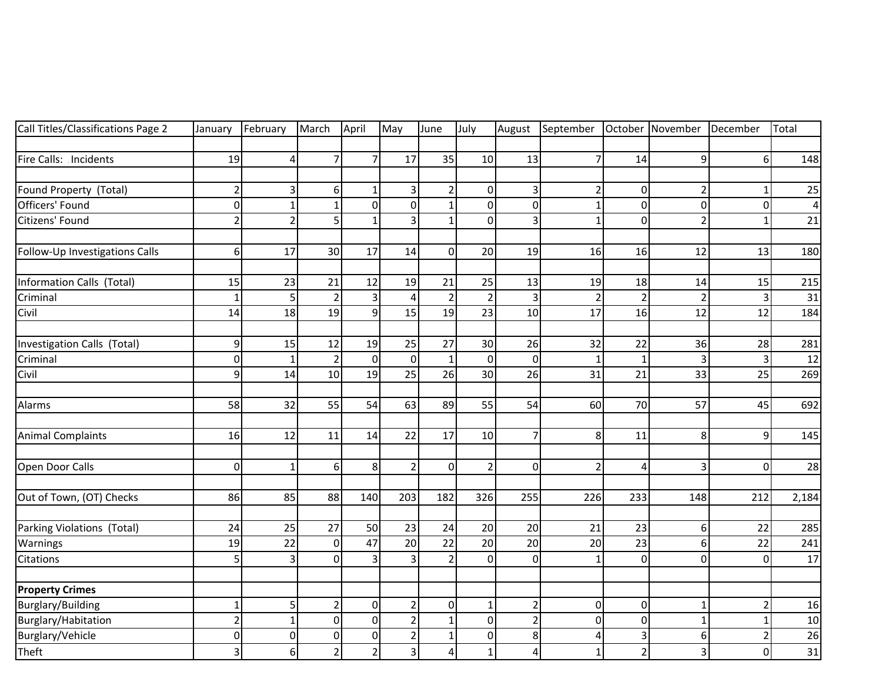| Call Titles/Classifications Page 2 | January | February | March | April | May | June | July | August | September | October | November | December | Total |
|---|---|---|---|---|---|---|---|---|---|---|---|---|---|
| | | | | | | | | | | | | | |
| Fire Calls: Incidents | 19 | 4 | 7 | 7 | 17 | 35 | 10 | 13 | 7 | 14 | 9 | 6 | 148 |
| | | | | | | | | | | | | | |
| Found Property (Total) | 2 | 3 | 6 | 1 | 3 | 2 | 0 | 3 | 2 | 0 | 2 | 1 | 25 |
| Officers' Found | 0 | 1 | 1 | 0 | 0 | 1 | 0 | 0 | 1 | 0 | 0 | 0 | 4 |
| Citizens' Found | 2 | 2 | 5 | 1 | 3 | 1 | 0 | 3 | 1 | 0 | 2 | 1 | 21 |
| | | | | | | | | | | | | | |
| Follow-Up Investigations Calls | 6 | 17 | 30 | 17 | 14 | 0 | 20 | 19 | 16 | 16 | 12 | 13 | 180 |
| | | | | | | | | | | | | | |
| Information Calls (Total) | 15 | 23 | 21 | 12 | 19 | 21 | 25 | 13 | 19 | 18 | 14 | 15 | 215 |
| Criminal | 1 | 5 | 2 | 3 | 4 | 2 | 2 | 3 | 2 | 2 | 2 | 3 | 31 |
| Civil | 14 | 18 | 19 | 9 | 15 | 19 | 23 | 10 | 17 | 16 | 12 | 12 | 184 |
| | | | | | | | | | | | | | |
| Investigation Calls (Total) | 9 | 15 | 12 | 19 | 25 | 27 | 30 | 26 | 32 | 22 | 36 | 28 | 281 |
| Criminal | 0 | 1 | 2 | 0 | 0 | 1 | 0 | 0 | 1 | 1 | 3 | 3 | 12 |
| Civil | 9 | 14 | 10 | 19 | 25 | 26 | 30 | 26 | 31 | 21 | 33 | 25 | 269 |
| | | | | | | | | | | | | | |
| Alarms | 58 | 32 | 55 | 54 | 63 | 89 | 55 | 54 | 60 | 70 | 57 | 45 | 692 |
| | | | | | | | | | | | | | |
| Animal Complaints | 16 | 12 | 11 | 14 | 22 | 17 | 10 | 7 | 8 | 11 | 8 | 9 | 145 |
| | | | | | | | | | | | | | |
| Open Door Calls | 0 | 1 | 6 | 8 | 2 | 0 | 2 | 0 | 2 | 4 | 3 | 0 | 28 |
| | | | | | | | | | | | | | |
| Out of Town, (OT) Checks | 86 | 85 | 88 | 140 | 203 | 182 | 326 | 255 | 226 | 233 | 148 | 212 | 2,184 |
| | | | | | | | | | | | | | |
| Parking Violations (Total) | 24 | 25 | 27 | 50 | 23 | 24 | 20 | 20 | 21 | 23 | 6 | 22 | 285 |
| Warnings | 19 | 22 | 0 | 47 | 20 | 22 | 20 | 20 | 20 | 23 | 6 | 22 | 241 |
| Citations | 5 | 3 | 0 | 3 | 3 | 2 | 0 | 0 | 1 | 0 | 0 | 0 | 17 |
| | | | | | | | | | | | | | |
| **Property Crimes** | | | | | | | | | | | | | |
| Burglary/Building | 1 | 5 | 2 | 0 | 2 | 0 | 1 | 2 | 0 | 0 | 1 | 2 | 16 |
| Burglary/Habitation | 2 | 1 | 0 | 0 | 2 | 1 | 0 | 2 | 0 | 0 | 1 | 1 | 10 |
| Burglary/Vehicle | 0 | 0 | 0 | 0 | 2 | 1 | 0 | 8 | 4 | 3 | 6 | 2 | 26 |
| Theft | 3 | 6 | 2 | 2 | 3 | 4 | 1 | 4 | 1 | 2 | 3 | 0 | 31 |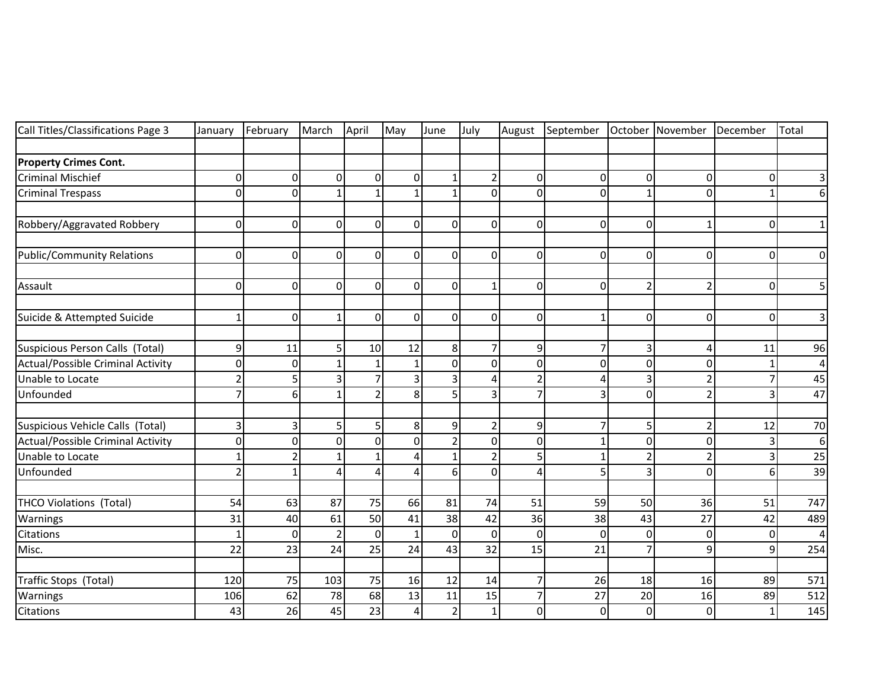| Call Titles/Classifications Page 3 | January | February | March | April | May | June | July | August | September | October | November | December | Total |
|---|---|---|---|---|---|---|---|---|---|---|---|---|---|
| | | | | | | | | | | | | | |
| **Property Crimes Cont.** | | | | | | | | | | | | | |
| Criminal Mischief | 0 | 0 | 0 | 0 | 0 | 1 | 2 | 0 | 0 | 0 | 0 | 0 | 3 |
| Criminal Trespass | 0 | 0 | 1 | 1 | 1 | 1 | 0 | 0 | 0 | 1 | 0 | 1 | 6 |
| | | | | | | | | | | | | | |
| Robbery/Aggravated Robbery | 0 | 0 | 0 | 0 | 0 | 0 | 0 | 0 | 0 | 0 | 1 | 0 | 1 |
| | | | | | | | | | | | | | |
| Public/Community Relations | 0 | 0 | 0 | 0 | 0 | 0 | 0 | 0 | 0 | 0 | 0 | 0 | 0 |
| | | | | | | | | | | | | | |
| Assault | 0 | 0 | 0 | 0 | 0 | 0 | 1 | 0 | 0 | 2 | 2 | 0 | 5 |
| | | | | | | | | | | | | | |
| Suicide & Attempted Suicide | 1 | 0 | 1 | 0 | 0 | 0 | 0 | 0 | 1 | 0 | 0 | 0 | 3 |
| | | | | | | | | | | | | | |
| Suspicious Person Calls (Total) | 9 | 11 | 5 | 10 | 12 | 8 | 7 | 9 | 7 | 3 | 4 | 11 | 96 |
| Actual/Possible Criminal Activity | 0 | 0 | 1 | 1 | 1 | 0 | 0 | 0 | 0 | 0 | 0 | 1 | 4 |
| Unable to Locate | 2 | 5 | 3 | 7 | 3 | 3 | 4 | 2 | 4 | 3 | 2 | 7 | 45 |
| Unfounded | 7 | 6 | 1 | 2 | 8 | 5 | 3 | 7 | 3 | 0 | 2 | 3 | 47 |
| | | | | | | | | | | | | | |
| Suspicious Vehicle Calls (Total) | 3 | 3 | 5 | 5 | 8 | 9 | 2 | 9 | 7 | 5 | 2 | 12 | 70 |
| Actual/Possible Criminal Activity | 0 | 0 | 0 | 0 | 0 | 2 | 0 | 0 | 1 | 0 | 0 | 3 | 6 |
| Unable to Locate | 1 | 2 | 1 | 1 | 4 | 1 | 2 | 5 | 1 | 2 | 2 | 3 | 25 |
| Unfounded | 2 | 1 | 4 | 4 | 4 | 6 | 0 | 4 | 5 | 3 | 0 | 6 | 39 |
| | | | | | | | | | | | | | |
| THCO Violations (Total) | 54 | 63 | 87 | 75 | 66 | 81 | 74 | 51 | 59 | 50 | 36 | 51 | 747 |
| Warnings | 31 | 40 | 61 | 50 | 41 | 38 | 42 | 36 | 38 | 43 | 27 | 42 | 489 |
| Citations | 1 | 0 | 2 | 0 | 1 | 0 | 0 | 0 | 0 | 0 | 0 | 0 | 4 |
| Misc. | 22 | 23 | 24 | 25 | 24 | 43 | 32 | 15 | 21 | 7 | 9 | 9 | 254 |
| | | | | | | | | | | | | | |
| Traffic Stops (Total) | 120 | 75 | 103 | 75 | 16 | 12 | 14 | 7 | 26 | 18 | 16 | 89 | 571 |
| Warnings | 106 | 62 | 78 | 68 | 13 | 11 | 15 | 7 | 27 | 20 | 16 | 89 | 512 |
| Citations | 43 | 26 | 45 | 23 | 4 | 2 | 1 | 0 | 0 | 0 | 0 | 1 | 145 |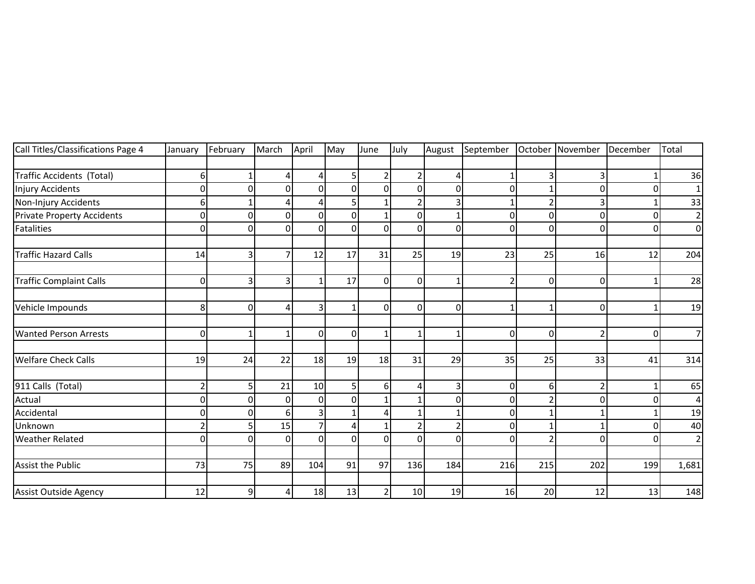| Call Titles/Classifications Page 4 | January | February | March | April | May | June | July | August | September | October | November | December | Total |
|---|---|---|---|---|---|---|---|---|---|---|---|---|---|
| | | | | | | | | | | | | | |
| Traffic Accidents (Total) | 6 | 1 | 4 | 4 | 5 | 2 | 2 | 4 | 1 | 3 | 3 | 1 | 36 |
| Injury Accidents | 0 | 0 | 0 | 0 | 0 | 0 | 0 | 0 | 0 | 1 | 0 | 0 | 1 |
| Non-Injury Accidents | 6 | 1 | 4 | 4 | 5 | 1 | 2 | 3 | 1 | 2 | 3 | 1 | 33 |
| Private Property Accidents | 0 | 0 | 0 | 0 | 0 | 1 | 0 | 1 | 0 | 0 | 0 | 0 | 2 |
| Fatalities | 0 | 0 | 0 | 0 | 0 | 0 | 0 | 0 | 0 | 0 | 0 | 0 | 0 |
| | | | | | | | | | | | | | |
| Traffic Hazard Calls | 14 | 3 | 7 | 12 | 17 | 31 | 25 | 19 | 23 | 25 | 16 | 12 | 204 |
| | | | | | | | | | | | | | |
| Traffic Complaint Calls | 0 | 3 | 3 | 1 | 17 | 0 | 0 | 1 | 2 | 0 | 0 | 1 | 28 |
| | | | | | | | | | | | | | |
| Vehicle Impounds | 8 | 0 | 4 | 3 | 1 | 0 | 0 | 0 | 1 | 1 | 0 | 1 | 19 |
| | | | | | | | | | | | | | |
| Wanted Person Arrests | 0 | 1 | 1 | 0 | 0 | 1 | 1 | 1 | 0 | 0 | 2 | 0 | 7 |
| | | | | | | | | | | | | | |
| Welfare Check Calls | 19 | 24 | 22 | 18 | 19 | 18 | 31 | 29 | 35 | 25 | 33 | 41 | 314 |
| | | | | | | | | | | | | | |
| 911 Calls (Total) | 2 | 5 | 21 | 10 | 5 | 6 | 4 | 3 | 0 | 6 | 2 | 1 | 65 |
| Actual | 0 | 0 | 0 | 0 | 0 | 1 | 1 | 0 | 0 | 2 | 0 | 0 | 4 |
| Accidental | 0 | 0 | 6 | 3 | 1 | 4 | 1 | 1 | 0 | 1 | 1 | 1 | 19 |
| Unknown | 2 | 5 | 15 | 7 | 4 | 1 | 2 | 2 | 0 | 1 | 1 | 0 | 40 |
| Weather Related | 0 | 0 | 0 | 0 | 0 | 0 | 0 | 0 | 0 | 2 | 0 | 0 | 2 |
| | | | | | | | | | | | | | |
| Assist the Public | 73 | 75 | 89 | 104 | 91 | 97 | 136 | 184 | 216 | 215 | 202 | 199 | 1,681 |
| | | | | | | | | | | | | | |
| Assist Outside Agency | 12 | 9 | 4 | 18 | 13 | 2 | 10 | 19 | 16 | 20 | 12 | 13 | 148 |